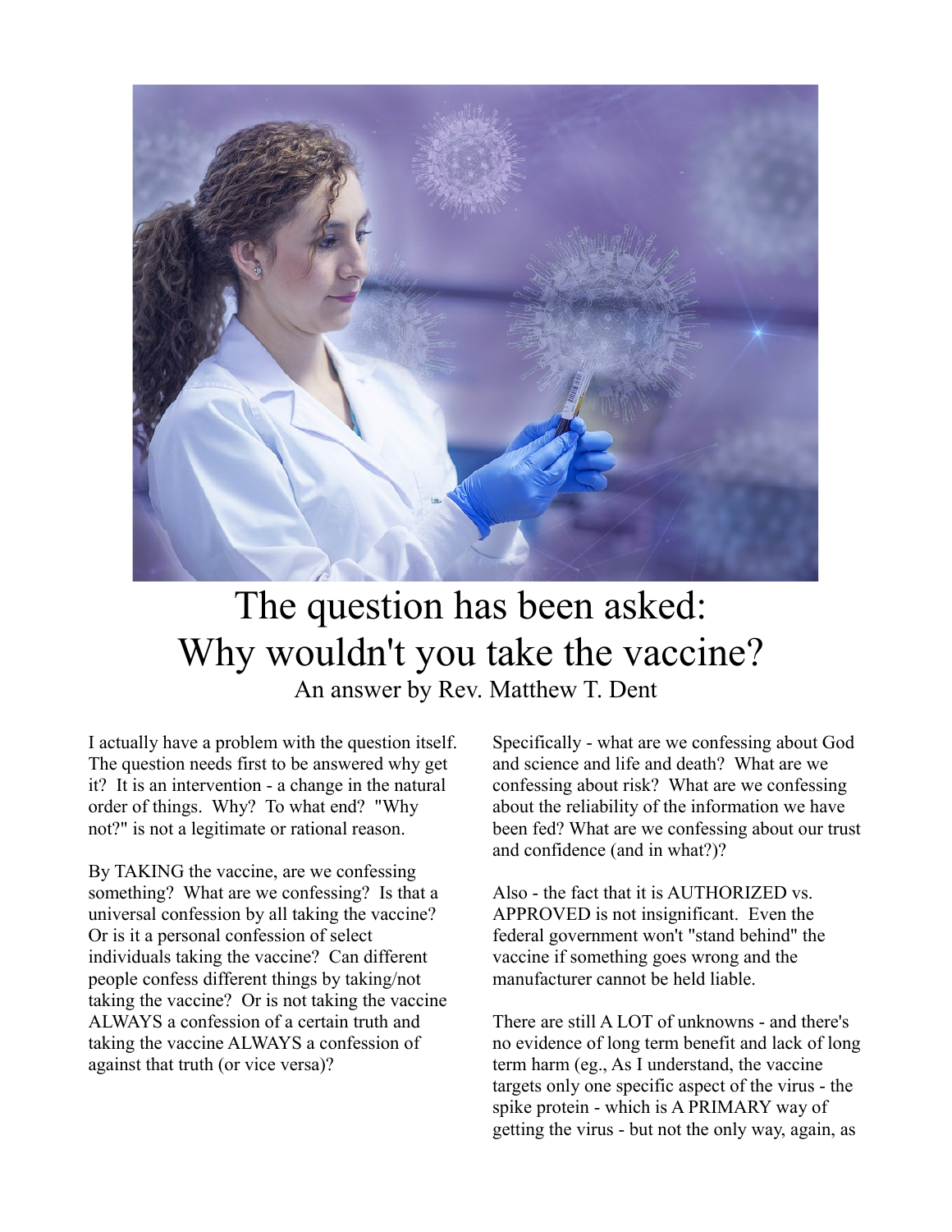# The question has been asked: Why wouldn't you take the vaccine?

An answer by Rev. Matthew T. Dent

I actually have a problem with the question itself. The question needs first to be answered why get it? It is an intervention - a change in the natural order of things. Why? To what end? "Why not?" is not a legitimate or rational reason.

By TAKING the vaccine, are we confessing something? What are we confessing? Is that a universal confession by all taking the vaccine? Or is it a personal confession of select individuals taking the vaccine? Can different people confess different things by taking/not taking the vaccine? Or is not taking the vaccine ALWAYS a confession of a certain truth and taking the vaccine ALWAYS a confession of against that truth (or vice versa)?

Specifically - what are we confessing about God and science and life and death? What are we confessing about risk? What are we confessing about the reliability of the information we have been fed? What are we confessing about our trust and confidence (and in what?)?

Also - the fact that it is AUTHORIZED vs. APPROVED is not insignificant. Even the federal government won't "stand behind" the vaccine if something goes wrong and the manufacturer cannot be held liable.

There are still A LOT of unknowns - and there's no evidence of long term benefit and lack of long term harm (eg., As I understand, the vaccine targets only one specific aspect of the virus - the spike protein - which is A PRIMARY way of getting the virus - but not the only way, again, as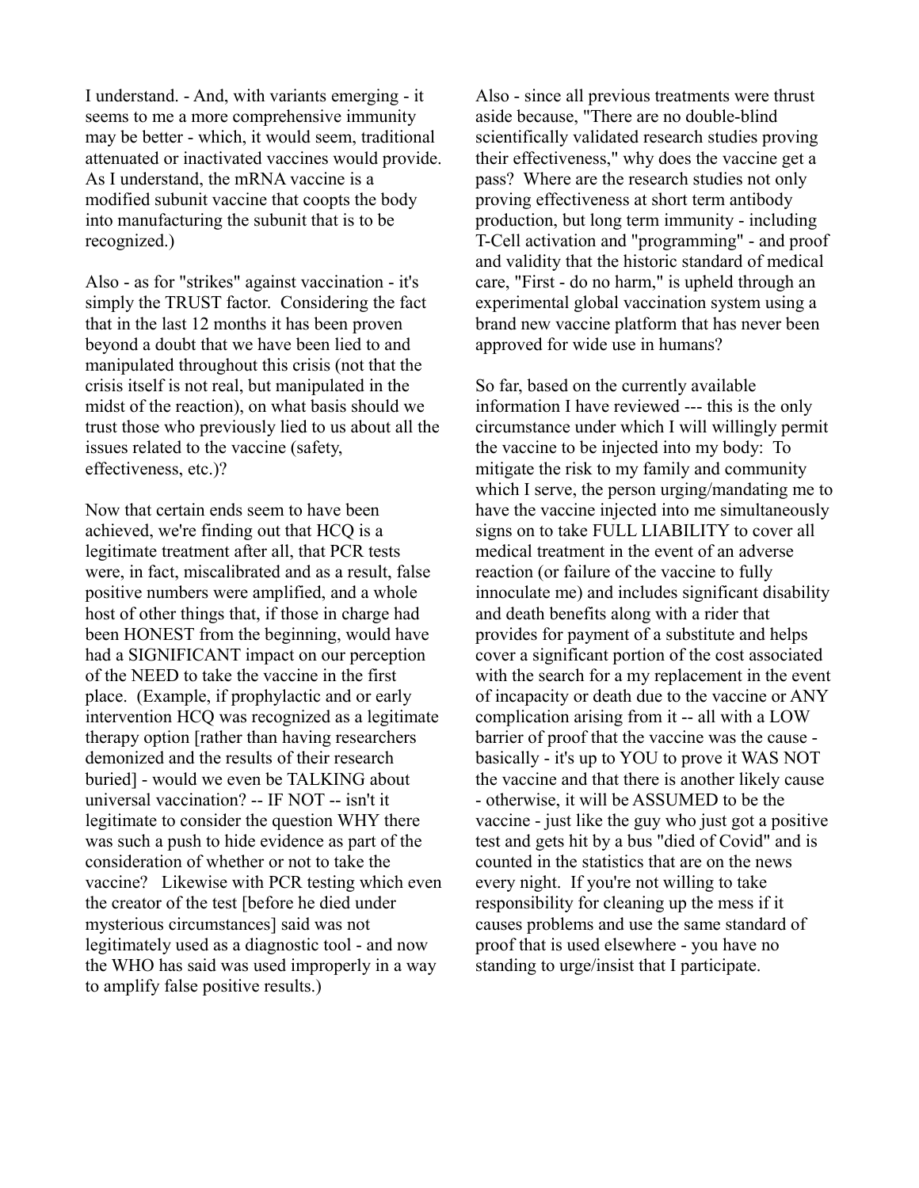I understand. - And, with variants emerging - it seems to me a more comprehensive immunity may be better - which, it would seem, traditional attenuated or inactivated vaccines would provide. As I understand, the mRNA vaccine is a modified subunit vaccine that coopts the body into manufacturing the subunit that is to be recognized.)

Also - as for "strikes" against vaccination - it's simply the TRUST factor. Considering the fact that in the last 12 months it has been proven beyond a doubt that we have been lied to and manipulated throughout this crisis (not that the crisis itself is not real, but manipulated in the midst of the reaction), on what basis should we trust those who previously lied to us about all the issues related to the vaccine (safety, effectiveness, etc.)?

Now that certain ends seem to have been achieved, we're finding out that HCQ is a legitimate treatment after all, that PCR tests were, in fact, miscalibrated and as a result, false positive numbers were amplified, and a whole host of other things that, if those in charge had been HONEST from the beginning, would have had a SIGNIFICANT impact on our perception of the NEED to take the vaccine in the first place. (Example, if prophylactic and or early intervention HCQ was recognized as a legitimate therapy option [rather than having researchers demonized and the results of their research buried] - would we even be TALKING about universal vaccination? -- IF NOT -- isn't it legitimate to consider the question WHY there was such a push to hide evidence as part of the consideration of whether or not to take the vaccine? Likewise with PCR testing which even the creator of the test [before he died under mysterious circumstances] said was not legitimately used as a diagnostic tool - and now the WHO has said was used improperly in a way to amplify false positive results.)

Also - since all previous treatments were thrust aside because, "There are no double-blind scientifically validated research studies proving their effectiveness," why does the vaccine get a pass? Where are the research studies not only proving effectiveness at short term antibody production, but long term immunity - including T-Cell activation and "programming" - and proof and validity that the historic standard of medical care, "First - do no harm," is upheld through an experimental global vaccination system using a brand new vaccine platform that has never been approved for wide use in humans?

So far, based on the currently available information I have reviewed --- this is the only circumstance under which I will willingly permit the vaccine to be injected into my body: To mitigate the risk to my family and community which I serve, the person urging/mandating me to have the vaccine injected into me simultaneously signs on to take FULL LIABILITY to cover all medical treatment in the event of an adverse reaction (or failure of the vaccine to fully innoculate me) and includes significant disability and death benefits along with a rider that provides for payment of a substitute and helps cover a significant portion of the cost associated with the search for a my replacement in the event of incapacity or death due to the vaccine or ANY complication arising from it -- all with a LOW barrier of proof that the vaccine was the cause - basically - it's up to YOU to prove it WAS NOT the vaccine and that there is another likely cause - otherwise, it will be ASSUMED to be the vaccine - just like the guy who just got a positive test and gets hit by a bus "died of Covid" and is counted in the statistics that are on the news every night. If you're not willing to take responsibility for cleaning up the mess if it causes problems and use the same standard of proof that is used elsewhere - you have no standing to urge/insist that I participate.